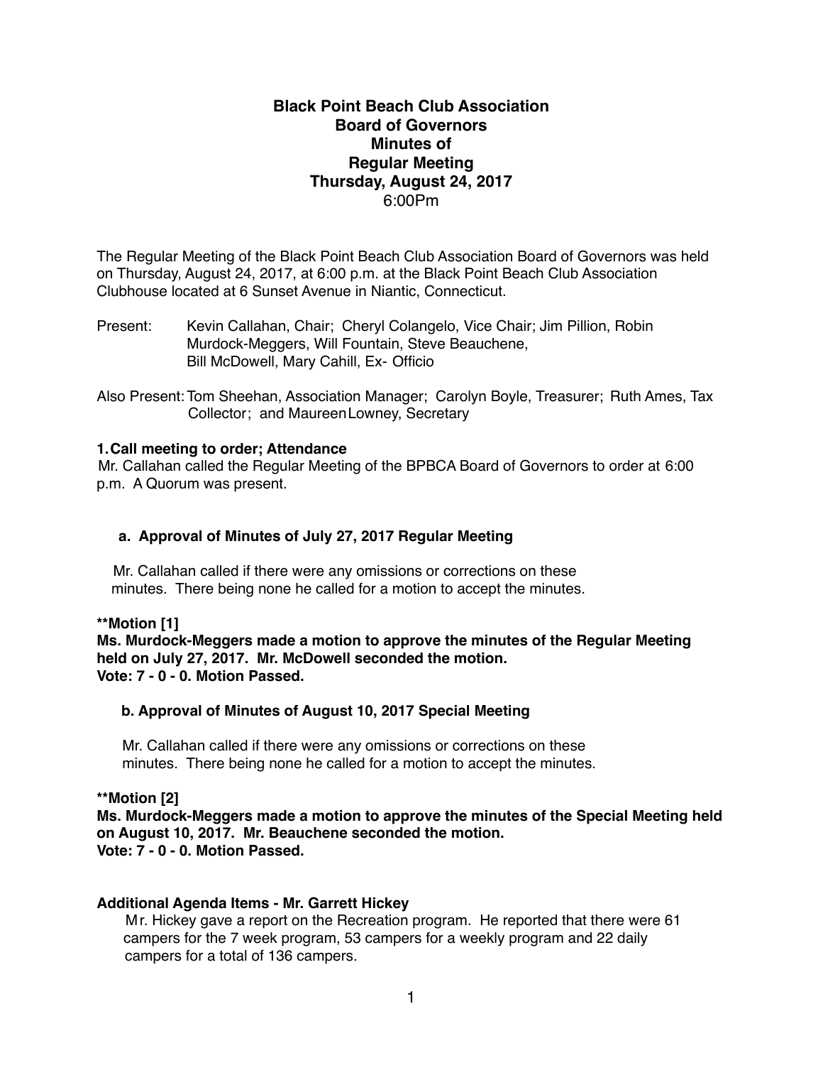**Black Point Beach Club Association**
**Board of Governors**
**Minutes of**
**Regular Meeting**
**Thursday, August 24, 2017**
6:00Pm

The Regular Meeting of the Black Point Beach Club Association Board of Governors was held on Thursday, August 24, 2017, at 6:00 p.m. at the Black Point Beach Club Association Clubhouse located at 6 Sunset Avenue in Niantic, Connecticut.

Present: Kevin Callahan, Chair; Cheryl Colangelo, Vice Chair; Jim Pillion, Robin Murdock-Meggers, Will Fountain, Steve Beauchene, Bill McDowell, Mary Cahill, Ex- Officio

Also Present: Tom Sheehan, Association Manager; Carolyn Boyle, Treasurer; Ruth Ames, Tax Collector; and Maureen Lowney, Secretary

**1. Call meeting to order; Attendance**

Mr. Callahan called the Regular Meeting of the BPBCA Board of Governors to order at 6:00 p.m. A Quorum was present.

**a. Approval of Minutes of July 27, 2017 Regular Meeting**

Mr. Callahan called if there were any omissions or corrections on these minutes. There being none he called for a motion to accept the minutes.

**\*\*Motion [1]**
**Ms. Murdock-Meggers made a motion to approve the minutes of the Regular Meeting held on July 27, 2017. Mr. McDowell seconded the motion.**
**Vote: 7 - 0 - 0. Motion Passed.**

**b. Approval of Minutes of August 10, 2017 Special Meeting**

Mr. Callahan called if there were any omissions or corrections on these minutes. There being none he called for a motion to accept the minutes.

**\*\*Motion [2]**
**Ms. Murdock-Meggers made a motion to approve the minutes of the Special Meeting held on August 10, 2017. Mr. Beauchene seconded the motion.**
**Vote: 7 - 0 - 0. Motion Passed.**

**Additional Agenda Items - Mr. Garrett Hickey**

Mr. Hickey gave a report on the Recreation program. He reported that there were 61 campers for the 7 week program, 53 campers for a weekly program and 22 daily campers for a total of 136 campers.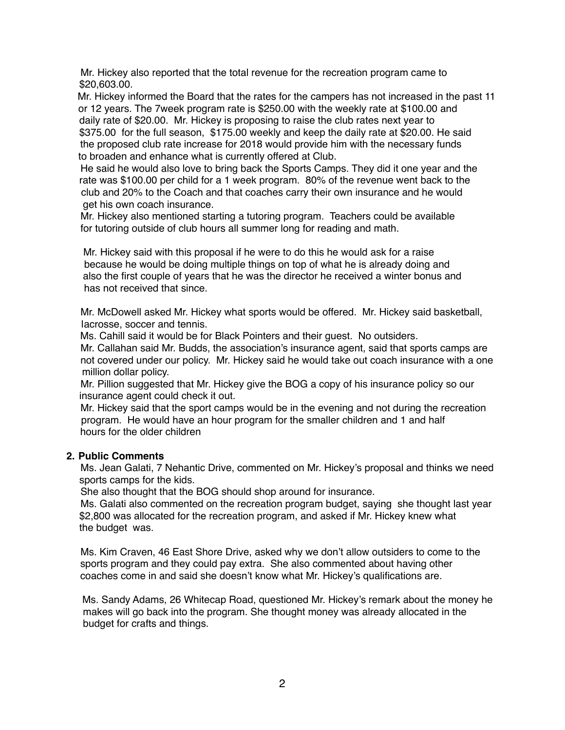Mr. Hickey also reported that the total revenue for the recreation program came to $20,603.00.

Mr. Hickey informed the Board that the rates for the campers has not increased in the past 11 or 12 years. The 7week program rate is $250.00 with the weekly rate at $100.00 and daily rate of $20.00. Mr. Hickey is proposing to raise the club rates next year to $375.00 for the full season, $175.00 weekly and keep the daily rate at $20.00. He said the proposed club rate increase for 2018 would provide him with the necessary funds to broaden and enhance what is currently offered at Club.

He said he would also love to bring back the Sports Camps. They did it one year and the rate was $100.00 per child for a 1 week program. 80% of the revenue went back to the club and 20% to the Coach and that coaches carry their own insurance and he would get his own coach insurance.

Mr. Hickey also mentioned starting a tutoring program. Teachers could be available for tutoring outside of club hours all summer long for reading and math.

Mr. Hickey said with this proposal if he were to do this he would ask for a raise because he would be doing multiple things on top of what he is already doing and also the first couple of years that he was the director he received a winter bonus and has not received that since.

Mr. McDowell asked Mr. Hickey what sports would be offered. Mr. Hickey said basketball, lacrosse, soccer and tennis.

Ms. Cahill said it would be for Black Pointers and their guest. No outsiders.

Mr. Callahan said Mr. Budds, the association's insurance agent, said that sports camps are not covered under our policy. Mr. Hickey said he would take out coach insurance with a one million dollar policy.

Mr. Pillion suggested that Mr. Hickey give the BOG a copy of his insurance policy so our insurance agent could check it out.

Mr. Hickey said that the sport camps would be in the evening and not during the recreation program. He would have an hour program for the smaller children and 1 and half hours for the older children

**2. Public Comments**

Ms. Jean Galati, 7 Nehantic Drive, commented on Mr. Hickey's proposal and thinks we need sports camps for the kids.

She also thought that the BOG should shop around for insurance.

Ms. Galati also commented on the recreation program budget, saying she thought last year $2,800 was allocated for the recreation program, and asked if Mr. Hickey knew what the budget was.

Ms. Kim Craven, 46 East Shore Drive, asked why we don't allow outsiders to come to the sports program and they could pay extra. She also commented about having other coaches come in and said she doesn't know what Mr. Hickey's qualifications are.

Ms. Sandy Adams, 26 Whitecap Road, questioned Mr. Hickey's remark about the money he makes will go back into the program. She thought money was already allocated in the budget for crafts and things.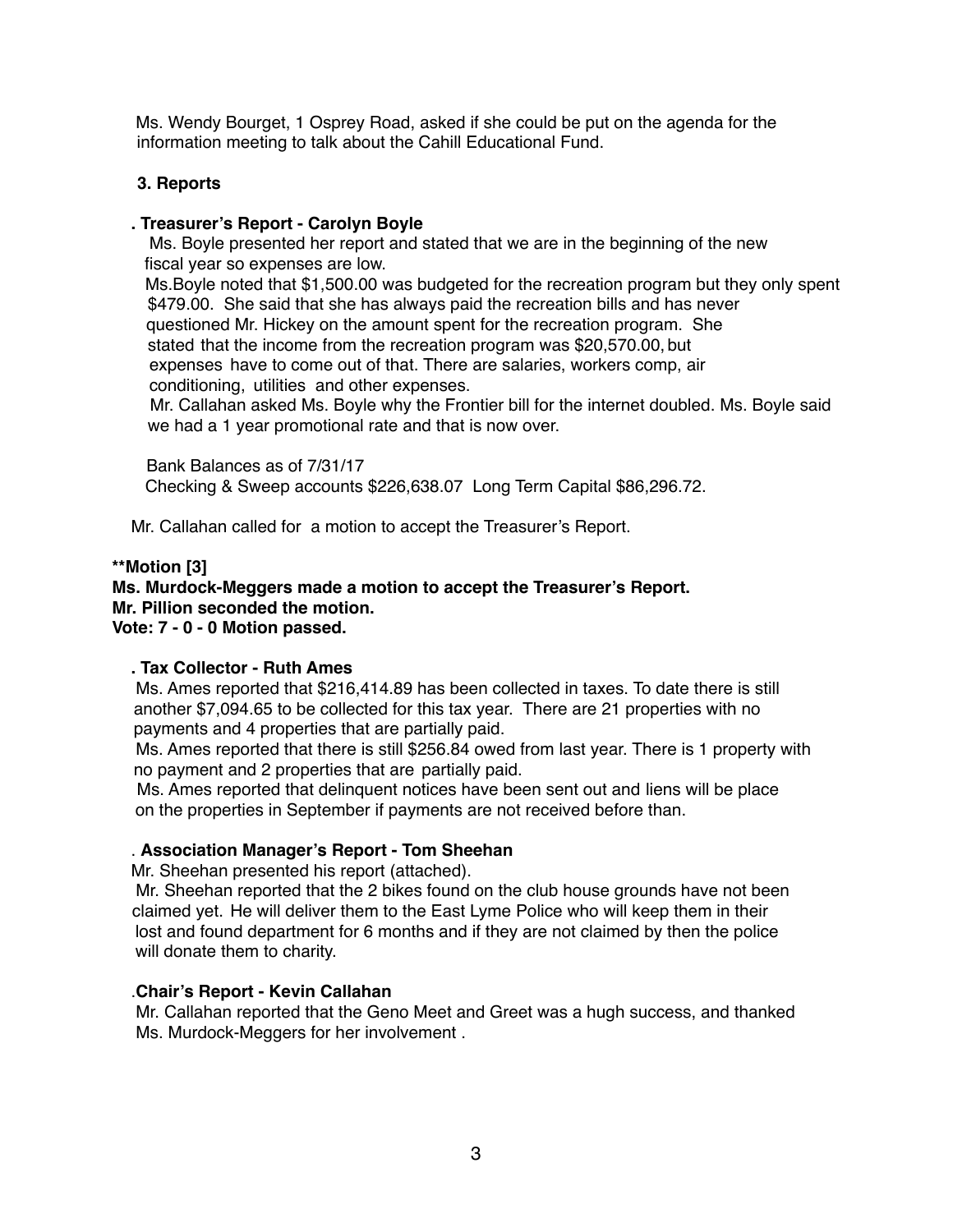Ms. Wendy Bourget, 1 Osprey Road, asked if she could be put on the agenda for the information meeting to talk about the Cahill Educational Fund.

### 3. Reports

**. Treasurer's Report - Carolyn Boyle**

Ms. Boyle presented her report and stated that we are in the beginning of the new fiscal year so expenses are low.

Ms.Boyle noted that $1,500.00 was budgeted for the recreation program but they only spent $479.00. She said that she has always paid the recreation bills and has never questioned Mr. Hickey on the amount spent for the recreation program. She stated that the income from the recreation program was $20,570.00, but expenses have to come out of that. There are salaries, workers comp, air conditioning, utilities and other expenses.

Mr. Callahan asked Ms. Boyle why the Frontier bill for the internet doubled. Ms. Boyle said we had a 1 year promotional rate and that is now over.

Bank Balances as of 7/31/17

Checking & Sweep accounts $226,638.07 Long Term Capital $86,296.72.

Mr. Callahan called for a motion to accept the Treasurer's Report.

**\*\*Motion [3]**
**Ms. Murdock-Meggers made a motion to accept the Treasurer's Report.**
**Mr. Pillion seconded the motion.**
**Vote: 7 - 0 - 0 Motion passed.**

**. Tax Collector - Ruth Ames**

Ms. Ames reported that $216,414.89 has been collected in taxes. To date there is still another $7,094.65 to be collected for this tax year. There are 21 properties with no payments and 4 properties that are partially paid.

Ms. Ames reported that there is still $256.84 owed from last year. There is 1 property with no payment and 2 properties that are partially paid.

Ms. Ames reported that delinquent notices have been sent out and liens will be place on the properties in September if payments are not received before than.

. **Association Manager's Report - Tom Sheehan**

Mr. Sheehan presented his report (attached).

Mr. Sheehan reported that the 2 bikes found on the club house grounds have not been claimed yet. He will deliver them to the East Lyme Police who will keep them in their lost and found department for 6 months and if they are not claimed by then the police will donate them to charity.

.**Chair's Report - Kevin Callahan**

Mr. Callahan reported that the Geno Meet and Greet was a hugh success, and thanked Ms. Murdock-Meggers for her involvement .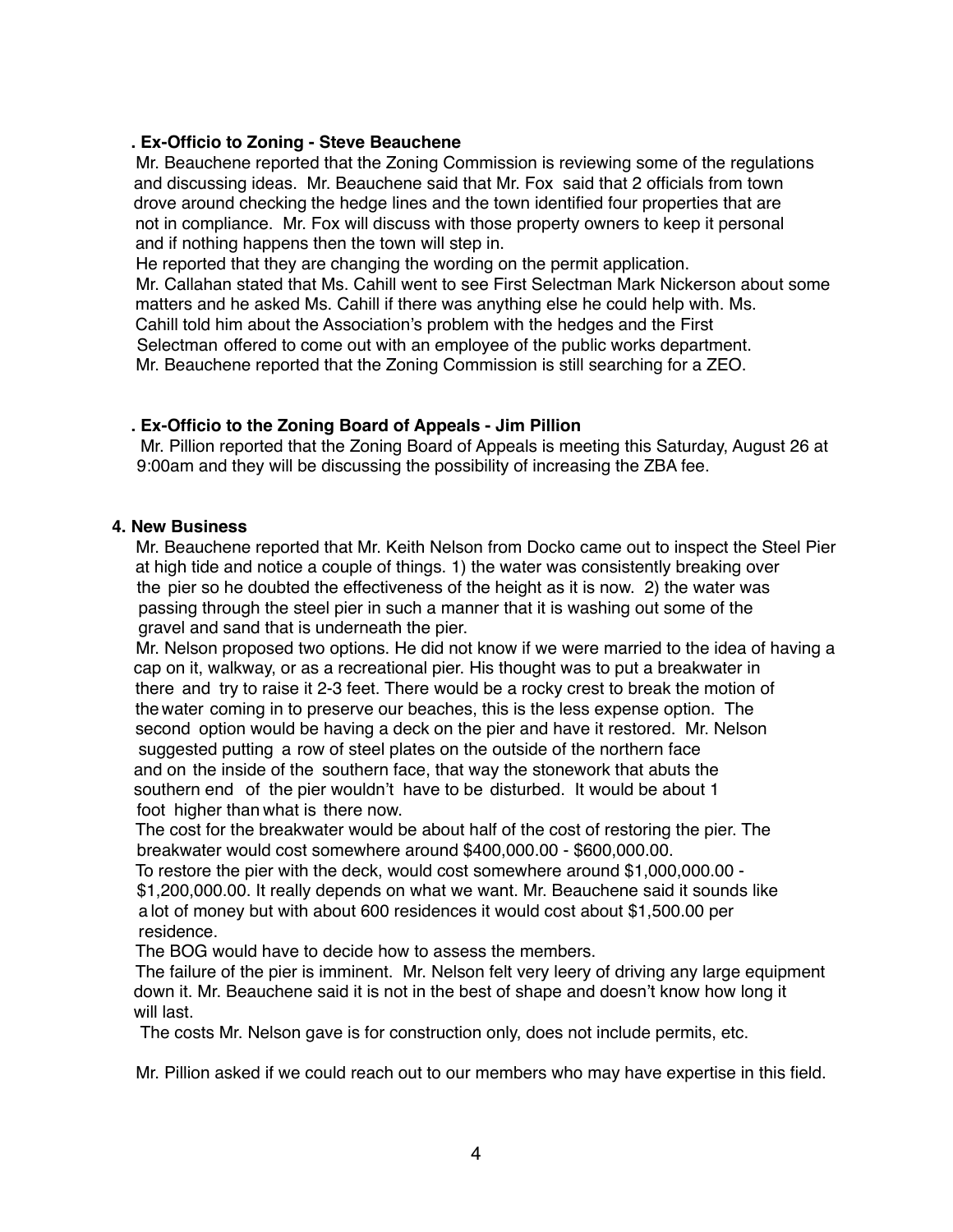### . Ex-Officio to Zoning - Steve Beauchene

Mr. Beauchene reported that the Zoning Commission is reviewing some of the regulations and discussing ideas. Mr. Beauchene said that Mr. Fox said that 2 officials from town drove around checking the hedge lines and the town identified four properties that are not in compliance. Mr. Fox will discuss with those property owners to keep it personal and if nothing happens then the town will step in.

He reported that they are changing the wording on the permit application.

Mr. Callahan stated that Ms. Cahill went to see First Selectman Mark Nickerson about some matters and he asked Ms. Cahill if there was anything else he could help with. Ms. Cahill told him about the Association's problem with the hedges and the First Selectman offered to come out with an employee of the public works department.

Mr. Beauchene reported that the Zoning Commission is still searching for a ZEO.

### . Ex-Officio to the Zoning Board of Appeals - Jim Pillion

Mr. Pillion reported that the Zoning Board of Appeals is meeting this Saturday, August 26 at 9:00am and they will be discussing the possibility of increasing the ZBA fee.

## 4. New Business

Mr. Beauchene reported that Mr. Keith Nelson from Docko came out to inspect the Steel Pier at high tide and notice a couple of things. 1) the water was consistently breaking over the pier so he doubted the effectiveness of the height as it is now. 2) the water was passing through the steel pier in such a manner that it is washing out some of the gravel and sand that is underneath the pier.

Mr. Nelson proposed two options. He did not know if we were married to the idea of having a cap on it, walkway, or as a recreational pier. His thought was to put a breakwater in there and try to raise it 2-3 feet. There would be a rocky crest to break the motion of the water coming in to preserve our beaches, this is the less expense option. The second option would be having a deck on the pier and have it restored. Mr. Nelson suggested putting a row of steel plates on the outside of the northern face and on the inside of the southern face, that way the stonework that abuts the southern end of the pier wouldn't have to be disturbed. It would be about 1 foot higher than what is there now.

The cost for the breakwater would be about half of the cost of restoring the pier. The breakwater would cost somewhere around $400,000.00 - $600,000.00.

To restore the pier with the deck, would cost somewhere around $1,000,000.00 - $1,200,000.00. It really depends on what we want. Mr. Beauchene said it sounds like a lot of money but with about 600 residences it would cost about $1,500.00 per residence.

The BOG would have to decide how to assess the members.

The failure of the pier is imminent. Mr. Nelson felt very leery of driving any large equipment down it. Mr. Beauchene said it is not in the best of shape and doesn't know how long it will last.

The costs Mr. Nelson gave is for construction only, does not include permits, etc.

Mr. Pillion asked if we could reach out to our members who may have expertise in this field.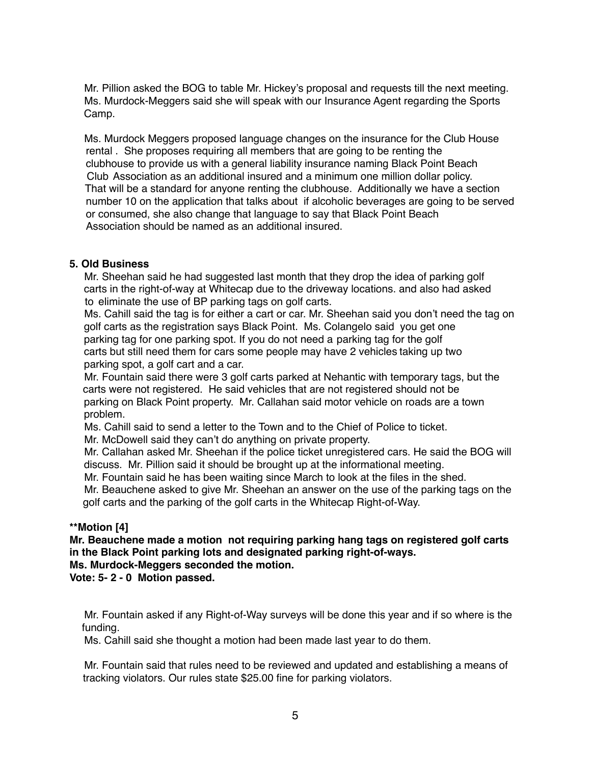Mr. Pillion asked the BOG to table Mr. Hickey's proposal and requests till the next meeting. Ms. Murdock-Meggers said she will speak with our Insurance Agent regarding the Sports Camp.

Ms. Murdock Meggers proposed language changes on the insurance for the Club House rental . She proposes requiring all members that are going to be renting the clubhouse to provide us with a general liability insurance naming Black Point Beach Club Association as an additional insured and a minimum one million dollar policy. That will be a standard for anyone renting the clubhouse. Additionally we have a section number 10 on the application that talks about if alcoholic beverages are going to be served or consumed, she also change that language to say that Black Point Beach Association should be named as an additional insured.

**5. Old Business**

Mr. Sheehan said he had suggested last month that they drop the idea of parking golf carts in the right-of-way at Whitecap due to the driveway locations. and also had asked to eliminate the use of BP parking tags on golf carts.

Ms. Cahill said the tag is for either a cart or car. Mr. Sheehan said you don't need the tag on golf carts as the registration says Black Point. Ms. Colangelo said you get one parking tag for one parking spot. If you do not need a parking tag for the golf carts but still need them for cars some people may have 2 vehicles taking up two parking spot, a golf cart and a car.

Mr. Fountain said there were 3 golf carts parked at Nehantic with temporary tags, but the carts were not registered. He said vehicles that are not registered should not be parking on Black Point property. Mr. Callahan said motor vehicle on roads are a town problem.

Ms. Cahill said to send a letter to the Town and to the Chief of Police to ticket.

Mr. McDowell said they can't do anything on private property.

Mr. Callahan asked Mr. Sheehan if the police ticket unregistered cars. He said the BOG will discuss. Mr. Pillion said it should be brought up at the informational meeting.

Mr. Fountain said he has been waiting since March to look at the files in the shed.

Mr. Beauchene asked to give Mr. Sheehan an answer on the use of the parking tags on the golf carts and the parking of the golf carts in the Whitecap Right-of-Way.

**\*\*Motion [4]**
**Mr. Beauchene made a motion not requiring parking hang tags on registered golf carts in the Black Point parking lots and designated parking right-of-ways.**
**Ms. Murdock-Meggers seconded the motion.**
**Vote: 5- 2 - 0 Motion passed.**

Mr. Fountain asked if any Right-of-Way surveys will be done this year and if so where is the funding.

Ms. Cahill said she thought a motion had been made last year to do them.

Mr. Fountain said that rules need to be reviewed and updated and establishing a means of tracking violators. Our rules state $25.00 fine for parking violators.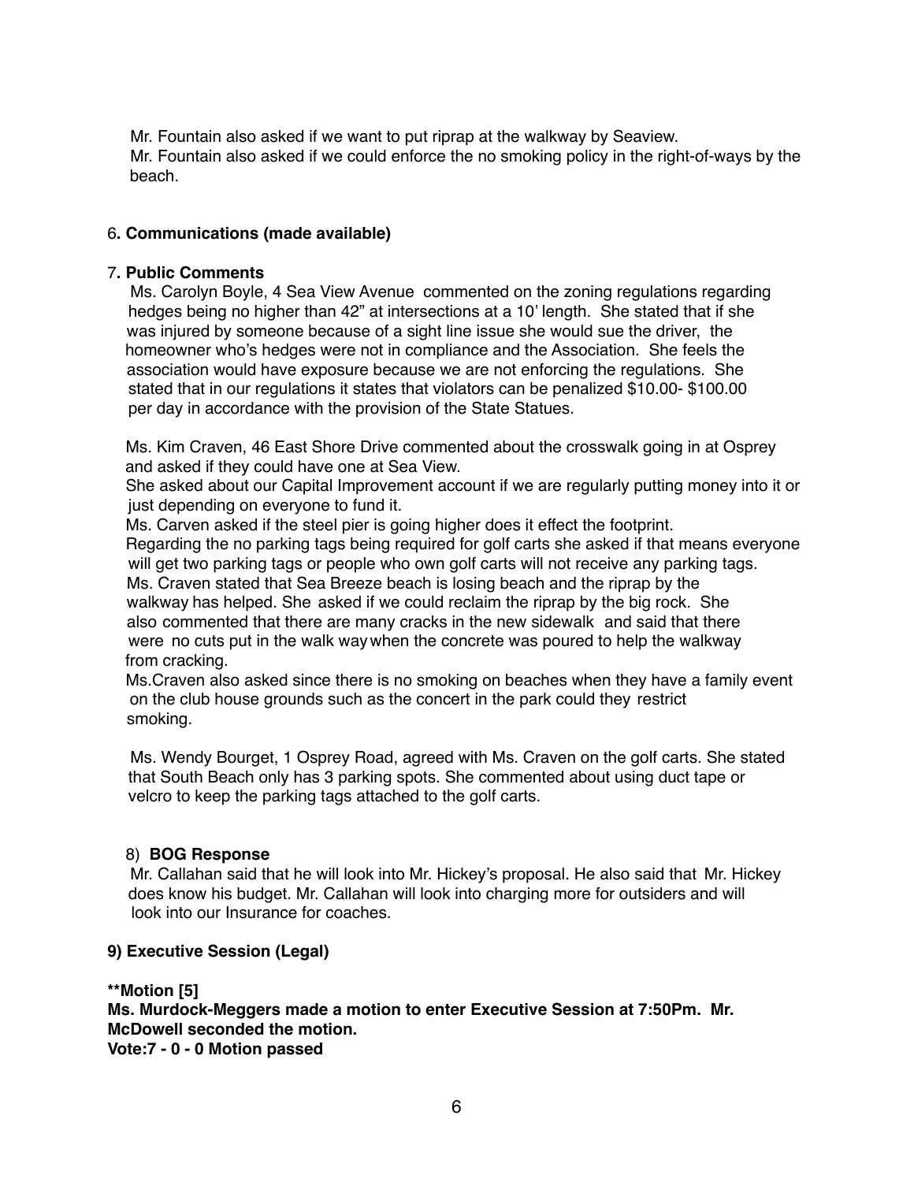Mr. Fountain also asked if we want to put riprap at the walkway by Seaview.
Mr. Fountain also asked if we could enforce the no smoking policy in the right-of-ways by the beach.

6**. Communications (made available)**

7**. Public Comments**

Ms. Carolyn Boyle, 4 Sea View Avenue commented on the zoning regulations regarding hedges being no higher than 42" at intersections at a 10' length. She stated that if she was injured by someone because of a sight line issue she would sue the driver, the homeowner who's hedges were not in compliance and the Association. She feels the association would have exposure because we are not enforcing the regulations. She stated that in our regulations it states that violators can be penalized $10.00- $100.00 per day in accordance with the provision of the State Statues.

Ms. Kim Craven, 46 East Shore Drive commented about the crosswalk going in at Osprey and asked if they could have one at Sea View.
She asked about our Capital Improvement account if we are regularly putting money into it or just depending on everyone to fund it.
Ms. Carven asked if the steel pier is going higher does it effect the footprint.
Regarding the no parking tags being required for golf carts she asked if that means everyone will get two parking tags or people who own golf carts will not receive any parking tags.
Ms. Craven stated that Sea Breeze beach is losing beach and the riprap by the walkway has helped. She asked if we could reclaim the riprap by the big rock. She also commented that there are many cracks in the new sidewalk and said that there were no cuts put in the walk way when the concrete was poured to help the walkway from cracking.
Ms.Craven also asked since there is no smoking on beaches when they have a family event on the club house grounds such as the concert in the park could they restrict smoking.

Ms. Wendy Bourget, 1 Osprey Road, agreed with Ms. Craven on the golf carts. She stated that South Beach only has 3 parking spots. She commented about using duct tape or velcro to keep the parking tags attached to the golf carts.

8) **BOG Response**

Mr. Callahan said that he will look into Mr. Hickey's proposal. He also said that Mr. Hickey does know his budget. Mr. Callahan will look into charging more for outsiders and will look into our Insurance for coaches.

**9) Executive Session (Legal)**

****Motion [5]**
**Ms. Murdock-Meggers made a motion to enter Executive Session at 7:50Pm. Mr. McDowell seconded the motion.**
**Vote:7 - 0 - 0 Motion passed**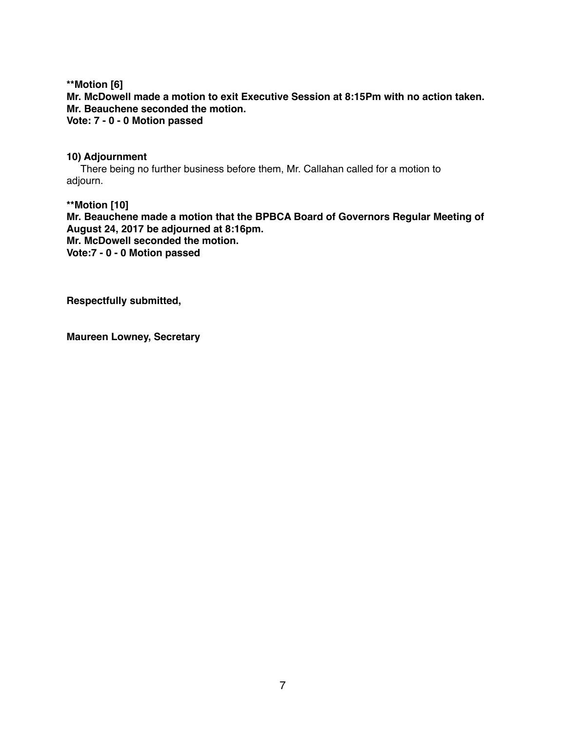**\*\*Motion [6]**
**Mr. McDowell made a motion to exit Executive Session at 8:15Pm with no action taken.**
**Mr. Beauchene seconded the motion.**
**Vote: 7 - 0 - 0 Motion passed**

**10) Adjournment**

There being no further business before them, Mr. Callahan called for a motion to adjourn.

**\*\*Motion [10]**
**Mr. Beauchene made a motion that the BPBCA Board of Governors Regular Meeting of August 24, 2017 be adjourned at 8:16pm.**
**Mr. McDowell seconded the motion.**
**Vote:7 - 0 - 0 Motion passed**

**Respectfully submitted,**

**Maureen Lowney, Secretary**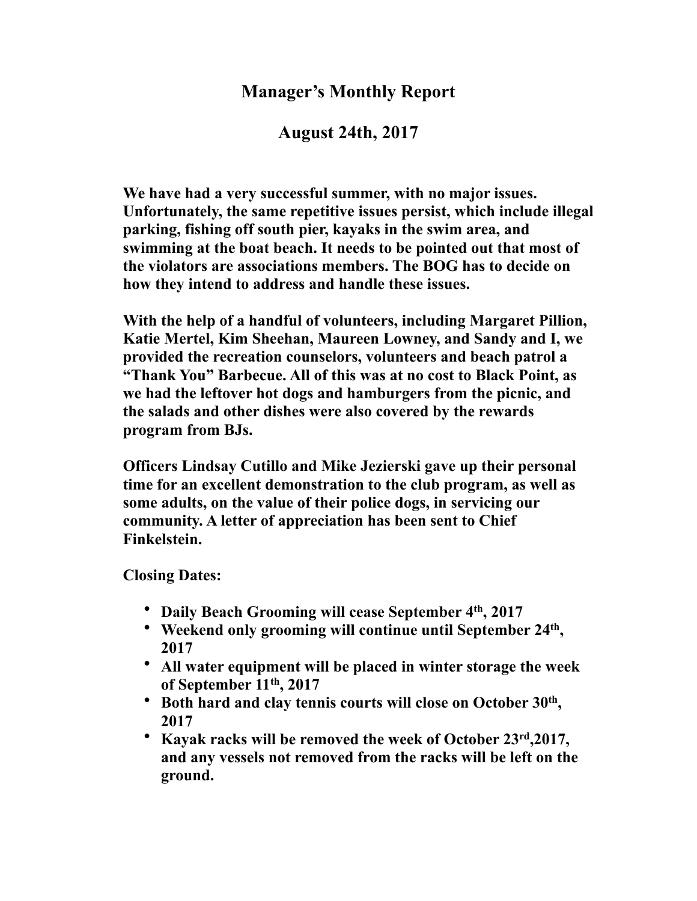# Manager's Monthly Report

## August 24th, 2017

**We have had a very successful summer, with no major issues. Unfortunately, the same repetitive issues persist, which include illegal parking, fishing off south pier, kayaks in the swim area, and swimming at the boat beach. It needs to be pointed out that most of the violators are associations members. The BOG has to decide on how they intend to address and handle these issues.**

**With the help of a handful of volunteers, including Margaret Pillion, Katie Mertel, Kim Sheehan, Maureen Lowney, and Sandy and I, we provided the recreation counselors, volunteers and beach patrol a "Thank You" Barbecue. All of this was at no cost to Black Point, as we had the leftover hot dogs and hamburgers from the picnic, and the salads and other dishes were also covered by the rewards program from BJs.**

**Officers Lindsay Cutillo and Mike Jezierski gave up their personal time for an excellent demonstration to the club program, as well as some adults, on the value of their police dogs, in servicing our community. A letter of appreciation has been sent to Chief Finkelstein.**

**Closing Dates:**

- **Daily Beach Grooming will cease September 4th, 2017**
- **Weekend only grooming will continue until September 24th, 2017**
- **All water equipment will be placed in winter storage the week of September 11th, 2017**
- **Both hard and clay tennis courts will close on October 30th, 2017**
- **Kayak racks will be removed the week of October 23rd,2017, and any vessels not removed from the racks will be left on the ground.**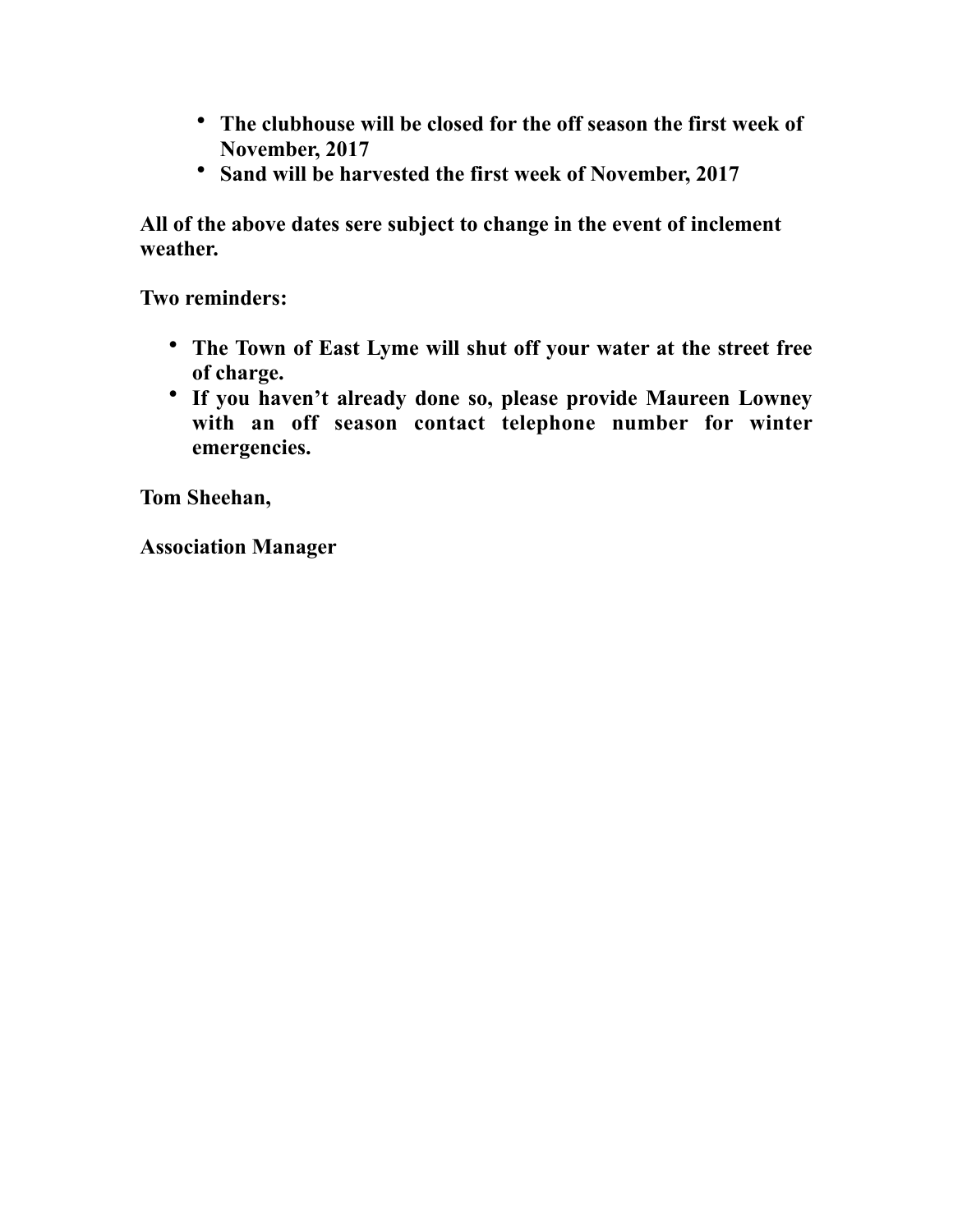- **The clubhouse will be closed for the off season the first week of November, 2017**
- **Sand will be harvested the first week of November, 2017**

**All of the above dates sere subject to change in the event of inclement weather.**

**Two reminders:**

- **The Town of East Lyme will shut off your water at the street free of charge.**
- **If you haven't already done so, please provide Maureen Lowney with an off season contact telephone number for winter emergencies.**

**Tom Sheehan,**

**Association Manager**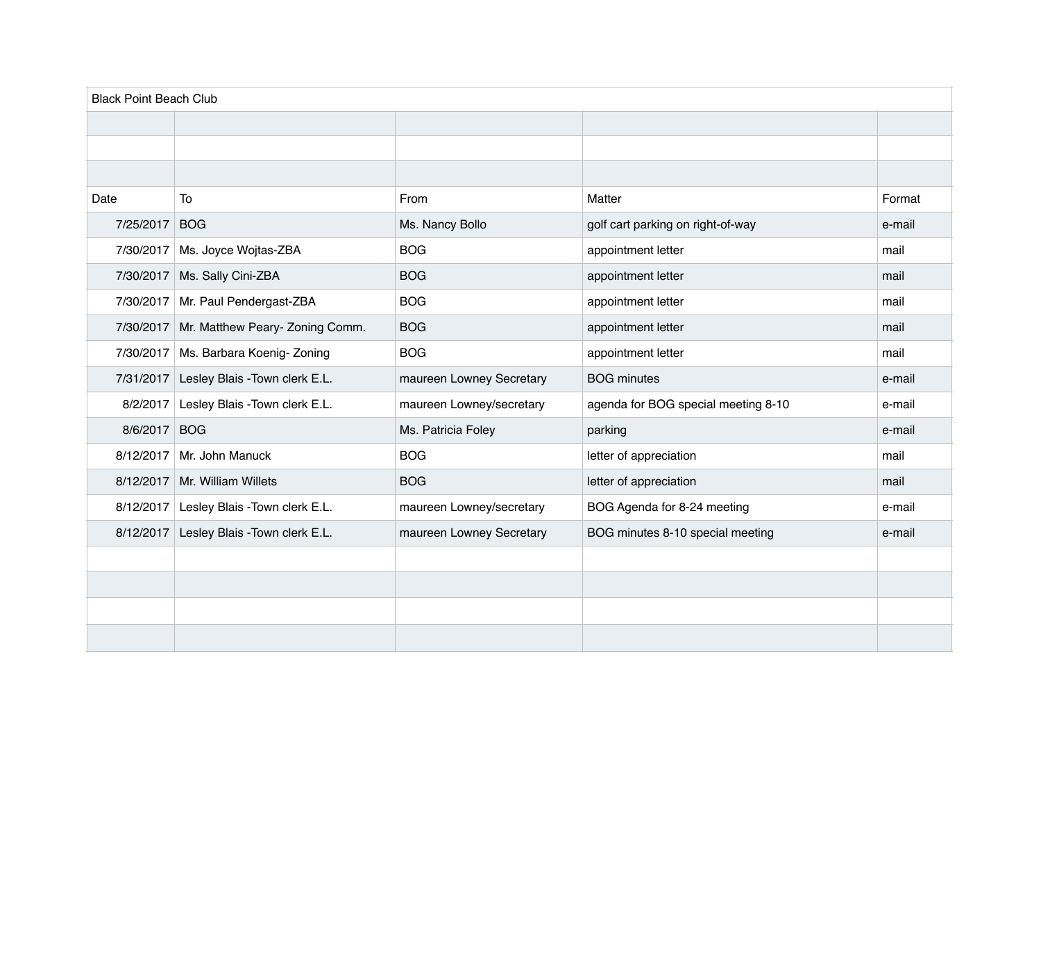Black Point Beach Club

| Date | To | From | Matter | Format |
|---|---|---|---|---|
| 7/25/2017 | BOG | Ms. Nancy Bollo | golf cart parking on right-of-way | e-mail |
| 7/30/2017 | Ms. Joyce Wojtas-ZBA | BOG | appointment letter | mail |
| 7/30/2017 | Ms. Sally Cini-ZBA | BOG | appointment letter | mail |
| 7/30/2017 | Mr. Paul Pendergast-ZBA | BOG | appointment letter | mail |
| 7/30/2017 | Mr. Matthew Peary- Zoning Comm. | BOG | appointment letter | mail |
| 7/30/2017 | Ms. Barbara Koenig- Zoning | BOG | appointment letter | mail |
| 7/31/2017 | Lesley Blais -Town clerk E.L. | maureen Lowney Secretary | BOG minutes | e-mail |
| 8/2/2017 | Lesley Blais -Town clerk E.L. | maureen Lowney/secretary | agenda for BOG special meeting 8-10 | e-mail |
| 8/6/2017 | BOG | Ms. Patricia Foley | parking | e-mail |
| 8/12/2017 | Mr. John Manuck | BOG | letter of appreciation | mail |
| 8/12/2017 | Mr. William Willets | BOG | letter of appreciation | mail |
| 8/12/2017 | Lesley Blais -Town clerk E.L. | maureen Lowney/secretary | BOG Agenda for 8-24 meeting | e-mail |
| 8/12/2017 | Lesley Blais -Town clerk E.L. | maureen Lowney Secretary | BOG minutes 8-10 special meeting | e-mail |